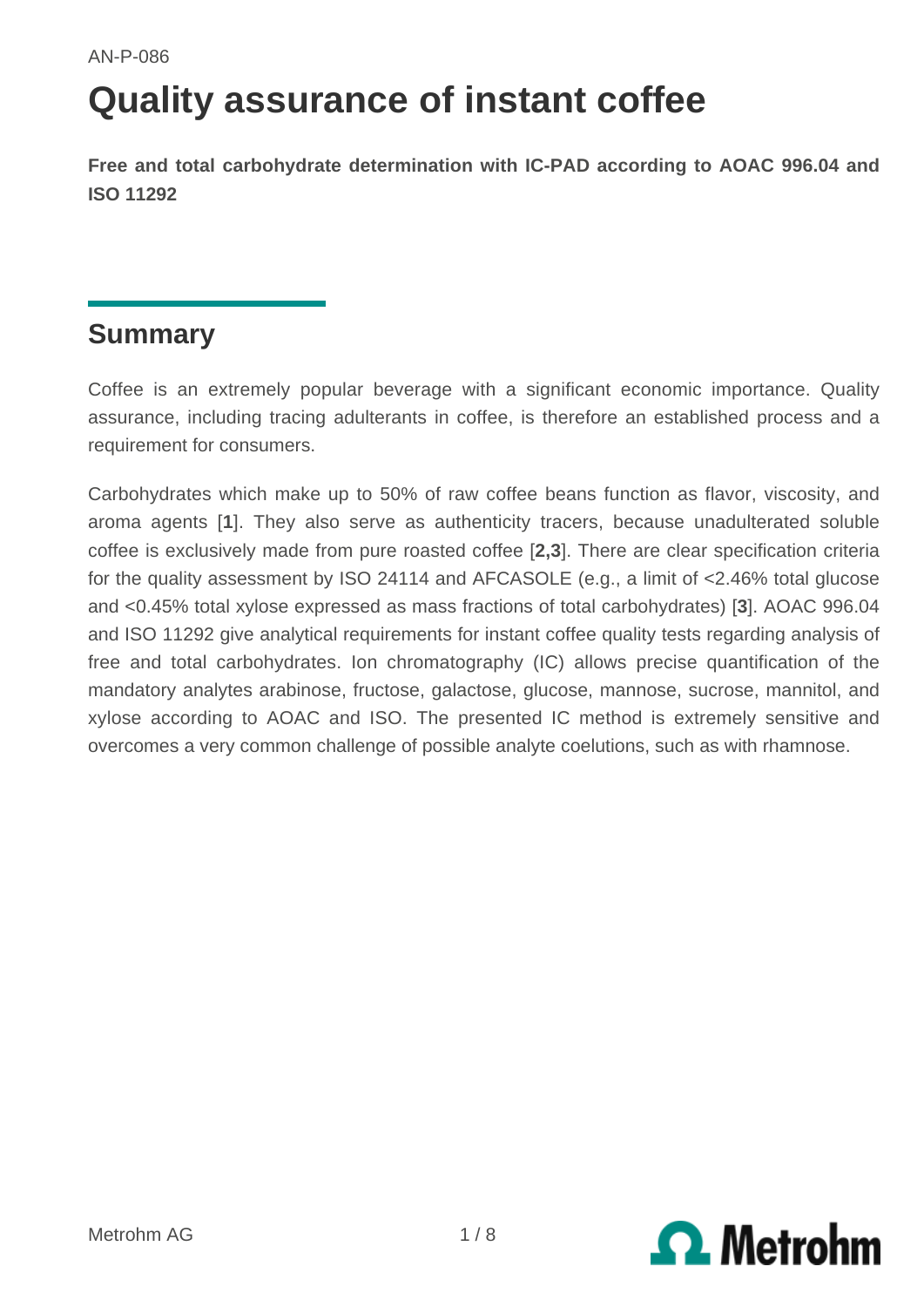AN-P-086

# Quality assurance of instant coffee

**Free and total carbohydrate determination with IC-PAD according to AOAC 996.04 and ISO 11292**

## Summary

Coffee is an extremely popular beverage with a significant economic importance. Quality assurance, including tracing adulterants in coffee, is therefore an established process and a requirement for consumers.

Carbohydrates which make up to 50% of raw coffee beans function as flavor, viscosity, and aroma agents [**1**]. They also serve as authenticity tracers, because unadulterated soluble coffee is exclusively made from pure roasted coffee [**2,3**]. There are clear specification criteria for the quality assessment by ISO 24114 and AFCASOLE (e.g., a limit of <2.46% total glucose and <0.45% total xylose expressed as mass fractions of total carbohydrates) [**3**]. AOAC 996.04 and ISO 11292 give analytical requirements for instant coffee quality tests regarding analysis of free and total carbohydrates. Ion chromatography (IC) allows precise quantification of the mandatory analytes arabinose, fructose, galactose, glucose, mannose, sucrose, mannitol, and xylose according to AOAC and ISO. The presented IC method is extremely sensitive and overcomes a very common challenge of possible analyte coelutions, such as with rhamnose.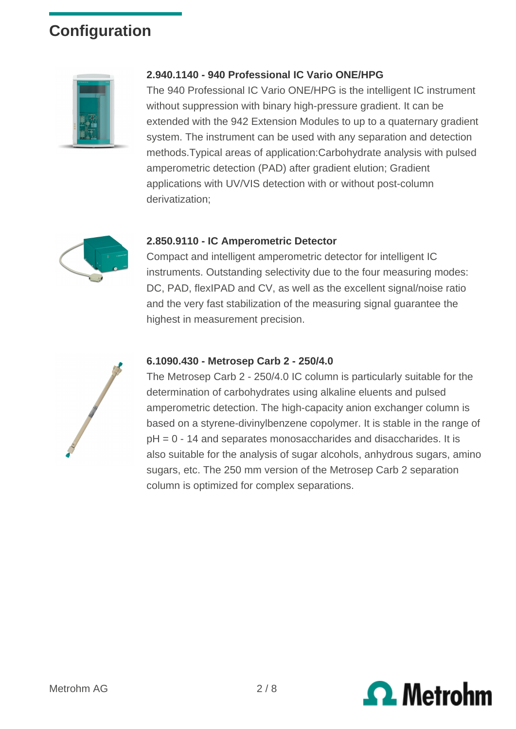## Configuration

### 2.940.1140 - 940 Professional IC Vario ONE/HPG

The 940 Professional IC Vario ONE/HPG is the intelligent IC instrument without suppression with binary high-pressure gradient. It can be extended with the 942 Extension Modules to up to a quaternary gradient system. The instrument can be used with any separation and detection methods.Typical areas of application:Carbohydrate analysis with pulsed amperometric detection (PAD) after gradient elution; Gradient applications with UV/VIS detection with or without post-column derivatization;

### 2.850.9110 - IC Amperometric Detector

Compact and intelligent amperometric detector for intelligent IC instruments. Outstanding selectivity due to the four measuring modes: DC, PAD, flexIPAD and CV, as well as the excellent signal/noise ratio and the very fast stabilization of the measuring signal guarantee the highest in measurement precision.

### 6.1090.430 - Metrosep Carb 2 - 250/4.0

The Metrosep Carb 2 - 250/4.0 IC column is particularly suitable for the determination of carbohydrates using alkaline eluents and pulsed amperometric detection. The high-capacity anion exchanger column is based on a styrene-divinylbenzene copolymer. It is stable in the range of pH = 0 - 14 and separates monosaccharides and disaccharides. It is also suitable for the analysis of sugar alcohols, anhydrous sugars, amino sugars, etc. The 250 mm version of the Metrosep Carb 2 separation column is optimized for complex separations.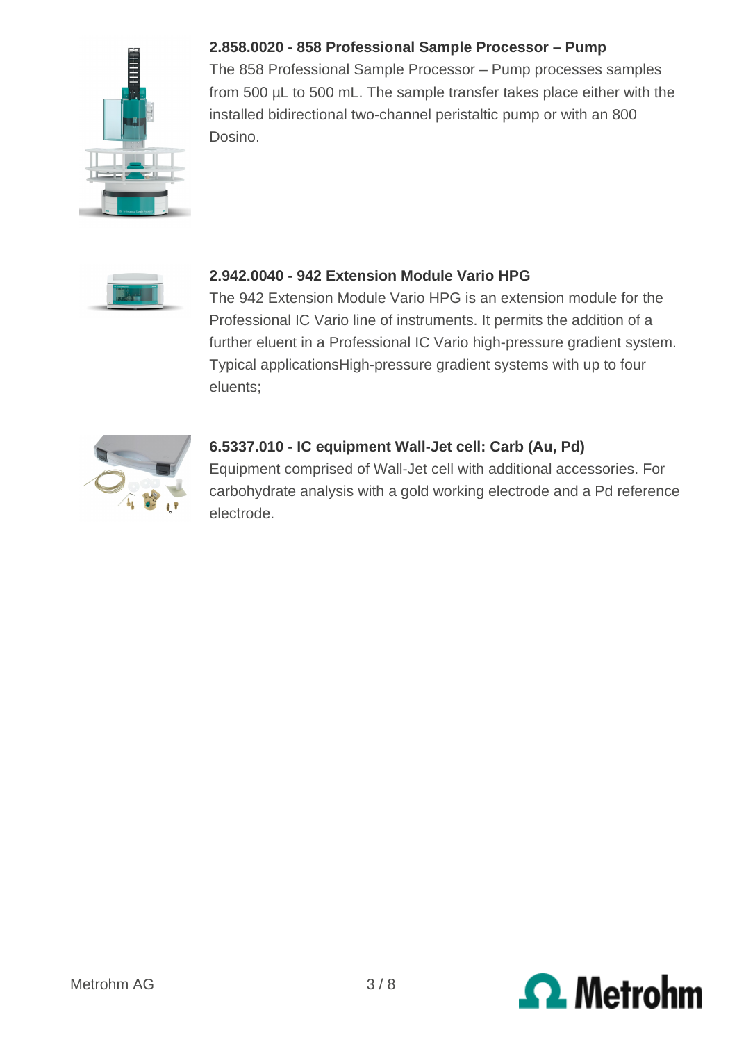### 2.858.0020 - 858 Professional Sample Processor – Pump

The 858 Professional Sample Processor – Pump processes samples from 500 µL to 500 mL. The sample transfer takes place either with the installed bidirectional two-channel peristaltic pump or with an 800 Dosino.

### 2.942.0040 - 942 Extension Module Vario HPG

The 942 Extension Module Vario HPG is an extension module for the Professional IC Vario line of instruments. It permits the addition of a further eluent in a Professional IC Vario high-pressure gradient system. Typical applicationsHigh-pressure gradient systems with up to four eluents;

### 6.5337.010 - IC equipment Wall-Jet cell: Carb (Au, Pd)

Equipment comprised of Wall-Jet cell with additional accessories. For carbohydrate analysis with a gold working electrode and a Pd reference electrode.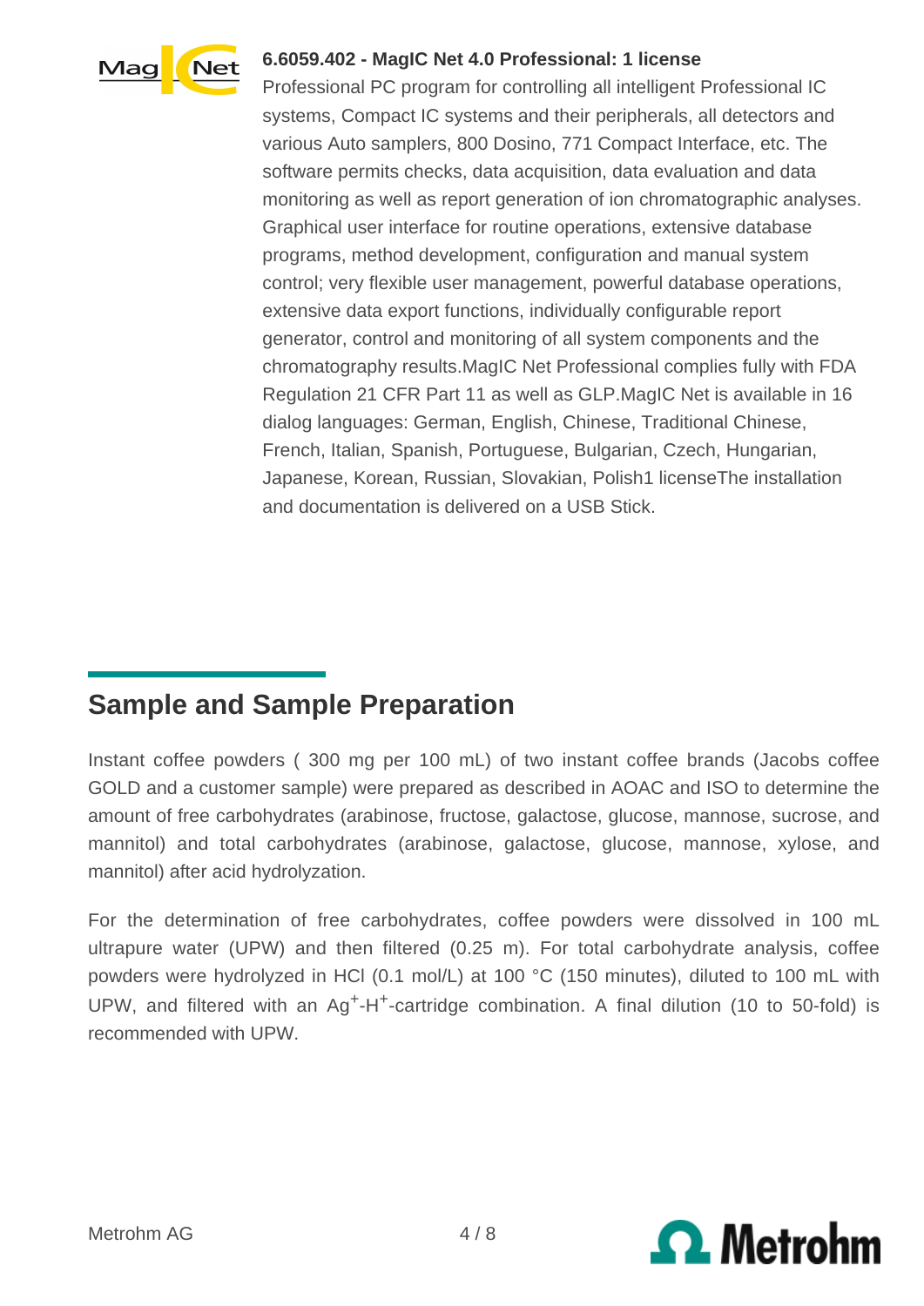**6.6059.402 - MagIC Net 4.0 Professional: 1 license**

Professional PC program for controlling all intelligent Professional IC systems, Compact IC systems and their peripherals, all detectors and various Auto samplers, 800 Dosino, 771 Compact Interface, etc. The software permits checks, data acquisition, data evaluation and data monitoring as well as report generation of ion chromatographic analyses. Graphical user interface for routine operations, extensive database programs, method development, configuration and manual system control; very flexible user management, powerful database operations, extensive data export functions, individually configurable report generator, control and monitoring of all system components and the chromatography results.MagIC Net Professional complies fully with FDA Regulation 21 CFR Part 11 as well as GLP.MagIC Net is available in 16 dialog languages: German, English, Chinese, Traditional Chinese, French, Italian, Spanish, Portuguese, Bulgarian, Czech, Hungarian, Japanese, Korean, Russian, Slovakian, Polish1 licenseThe installation and documentation is delivered on a USB Stick.

## Sample and Sample Preparation

Instant coffee powders ( 300 mg per 100 mL) of two instant coffee brands (Jacobs coffee GOLD and a customer sample) were prepared as described in AOAC and ISO to determine the amount of free carbohydrates (arabinose, fructose, galactose, glucose, mannose, sucrose, and mannitol) and total carbohydrates (arabinose, galactose, glucose, mannose, xylose, and mannitol) after acid hydrolyzation.

For the determination of free carbohydrates, coffee powders were dissolved in 100 mL ultrapure water (UPW) and then filtered (0.25 m). For total carbohydrate analysis, coffee powders were hydrolyzed in HCl (0.1 mol/L) at 100 °C (150 minutes), diluted to 100 mL with UPW, and filtered with an $Ag^{+}$-$H^{+}$-cartridge combination. A final dilution (10 to 50-fold) is recommended with UPW.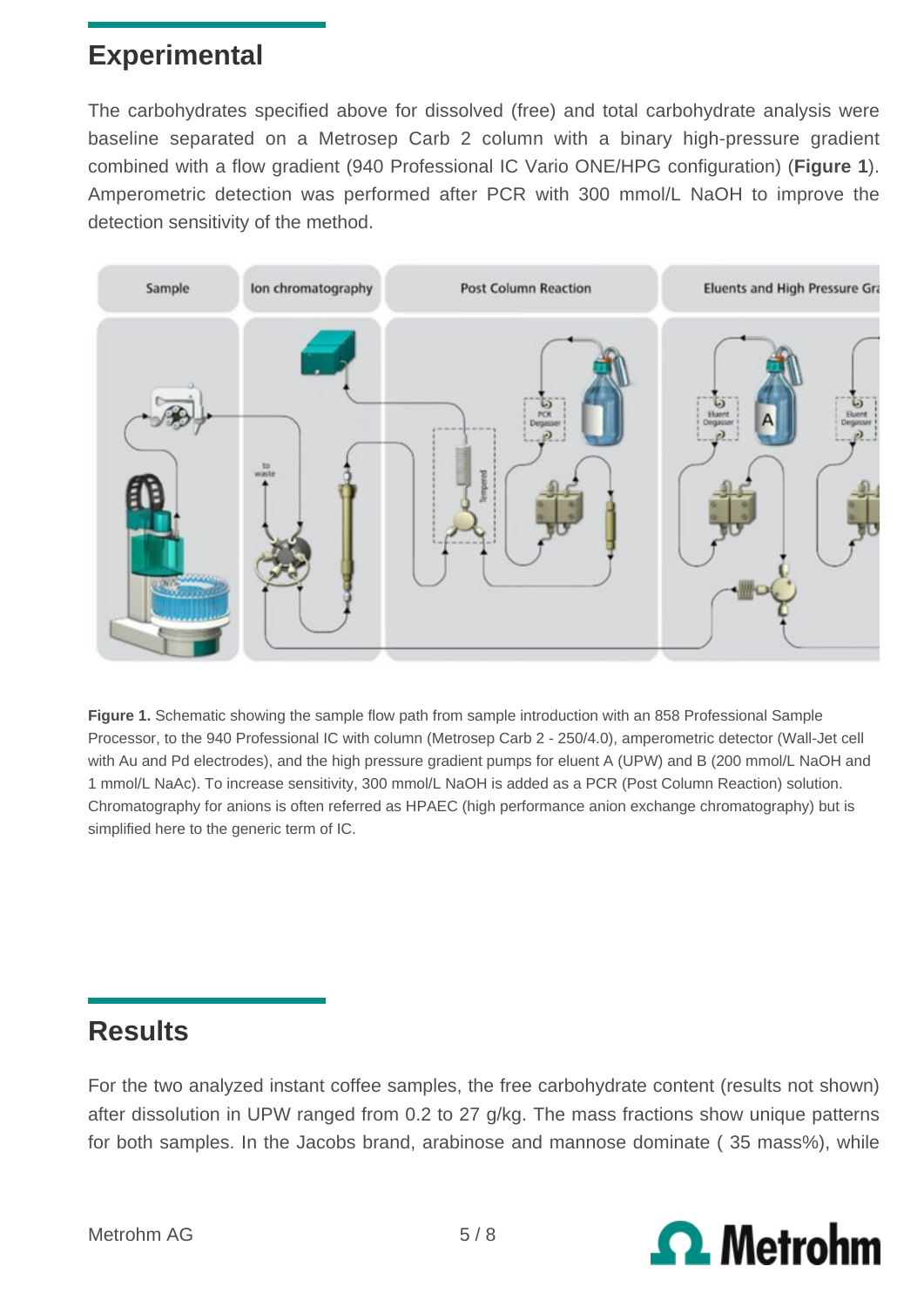## Experimental

The carbohydrates specified above for dissolved (free) and total carbohydrate analysis were baseline separated on a Metrosep Carb 2 column with a binary high-pressure gradient combined with a flow gradient (940 Professional IC Vario ONE/HPG configuration) (**Figure 1**). Amperometric detection was performed after PCR with 300 mmol/L NaOH to improve the detection sensitivity of the method.

**Figure 1.** Schematic showing the sample flow path from sample introduction with an 858 Professional Sample Processor, to the 940 Professional IC with column (Metrosep Carb 2 - 250/4.0), amperometric detector (Wall-Jet cell with Au and Pd electrodes), and the high pressure gradient pumps for eluent A (UPW) and B (200 mmol/L NaOH and 1 mmol/L NaAc). To increase sensitivity, 300 mmol/L NaOH is added as a PCR (Post Column Reaction) solution. Chromatography for anions is often referred as HPAEC (high performance anion exchange chromatography) but is simplified here to the generic term of IC.

## Results

For the two analyzed instant coffee samples, the free carbohydrate content (results not shown) after dissolution in UPW ranged from 0.2 to 27 g/kg. The mass fractions show unique patterns for both samples. In the Jacobs brand, arabinose and mannose dominate ( 35 mass%), while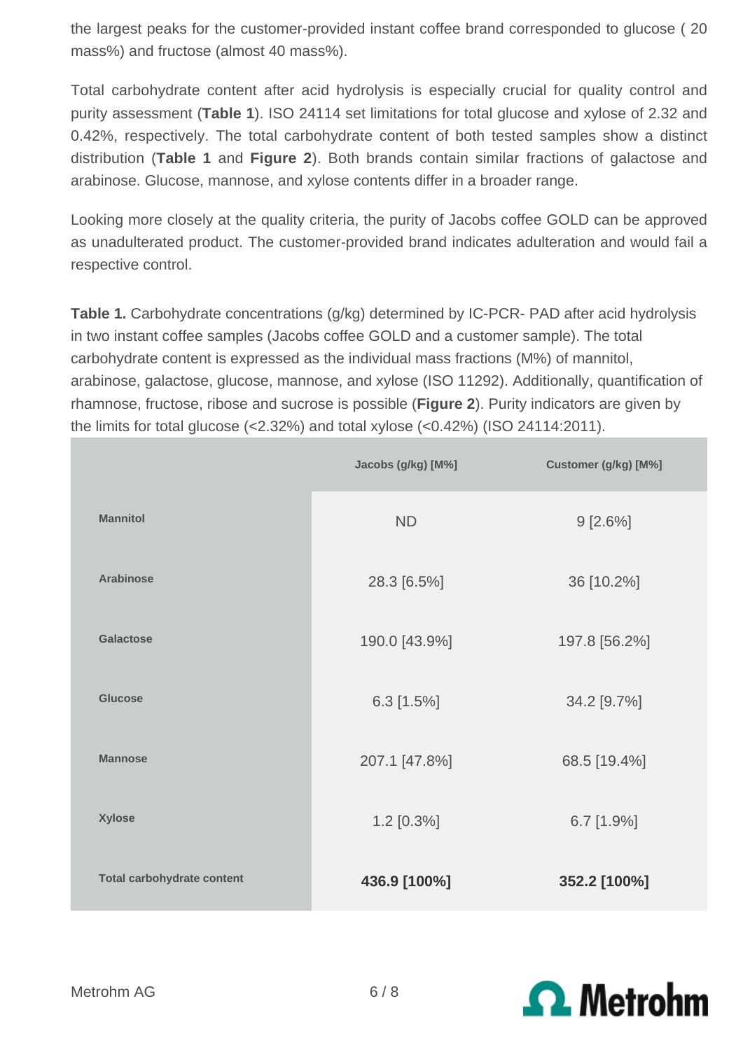the largest peaks for the customer-provided instant coffee brand corresponded to glucose ( 20 mass%) and fructose (almost 40 mass%).

Total carbohydrate content after acid hydrolysis is especially crucial for quality control and purity assessment (**Table 1**). ISO 24114 set limitations for total glucose and xylose of 2.32 and 0.42%, respectively. The total carbohydrate content of both tested samples show a distinct distribution (**Table 1** and **Figure 2**). Both brands contain similar fractions of galactose and arabinose. Glucose, mannose, and xylose contents differ in a broader range.

Looking more closely at the quality criteria, the purity of Jacobs coffee GOLD can be approved as unadulterated product. The customer-provided brand indicates adulteration and would fail a respective control.

**Table 1.** Carbohydrate concentrations (g/kg) determined by IC-PCR- PAD after acid hydrolysis in two instant coffee samples (Jacobs coffee GOLD and a customer sample). The total carbohydrate content is expressed as the individual mass fractions (M%) of mannitol, arabinose, galactose, glucose, mannose, and xylose (ISO 11292). Additionally, quantification of rhamnose, fructose, ribose and sucrose is possible (**Figure 2**). Purity indicators are given by the limits for total glucose (<2.32%) and total xylose (<0.42%) (ISO 24114:2011).

| | Jacobs (g/kg) [M%] | Customer (g/kg) [M%] |
|---|---|---|
| **Mannitol** | ND | 9 [2.6%] |
| **Arabinose** | 28.3 [6.5%] | 36 [10.2%] |
| **Galactose** | 190.0 [43.9%] | 197.8 [56.2%] |
| **Glucose** | 6.3 [1.5%] | 34.2 [9.7%] |
| **Mannose** | 207.1 [47.8%] | 68.5 [19.4%] |
| **Xylose** | 1.2 [0.3%] | 6.7 [1.9%] |
| **Total carbohydrate content** | **436.9 [100%]** | **352.2 [100%]** |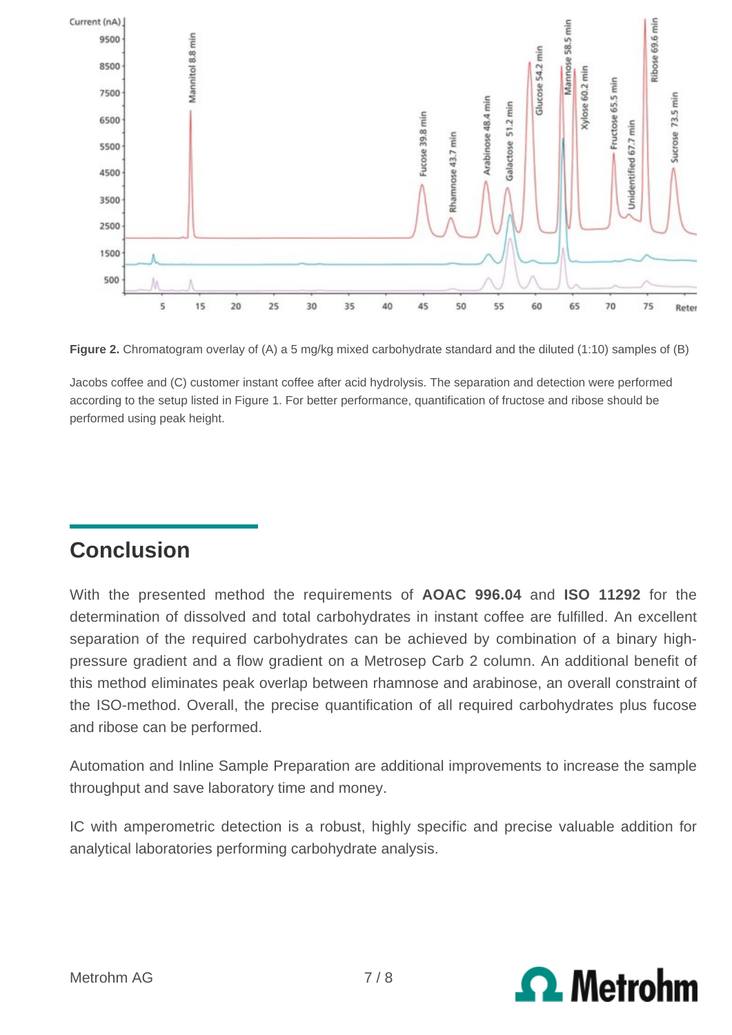**Figure 2.** Chromatogram overlay of (A) a 5 mg/kg mixed carbohydrate standard and the diluted (1:10) samples of (B) Jacobs coffee and (C) customer instant coffee after acid hydrolysis. The separation and detection were performed according to the setup listed in Figure 1. For better performance, quantification of fructose and ribose should be performed using peak height.

## Conclusion

With the presented method the requirements of **AOAC 996.04** and **ISO 11292** for the determination of dissolved and total carbohydrates in instant coffee are fulfilled. An excellent separation of the required carbohydrates can be achieved by combination of a binary high-pressure gradient and a flow gradient on a Metrosep Carb 2 column. An additional benefit of this method eliminates peak overlap between rhamnose and arabinose, an overall constraint of the ISO-method. Overall, the precise quantification of all required carbohydrates plus fucose and ribose can be performed.

Automation and Inline Sample Preparation are additional improvements to increase the sample throughput and save laboratory time and money.

IC with amperometric detection is a robust, highly specific and precise valuable addition for analytical laboratories performing carbohydrate analysis.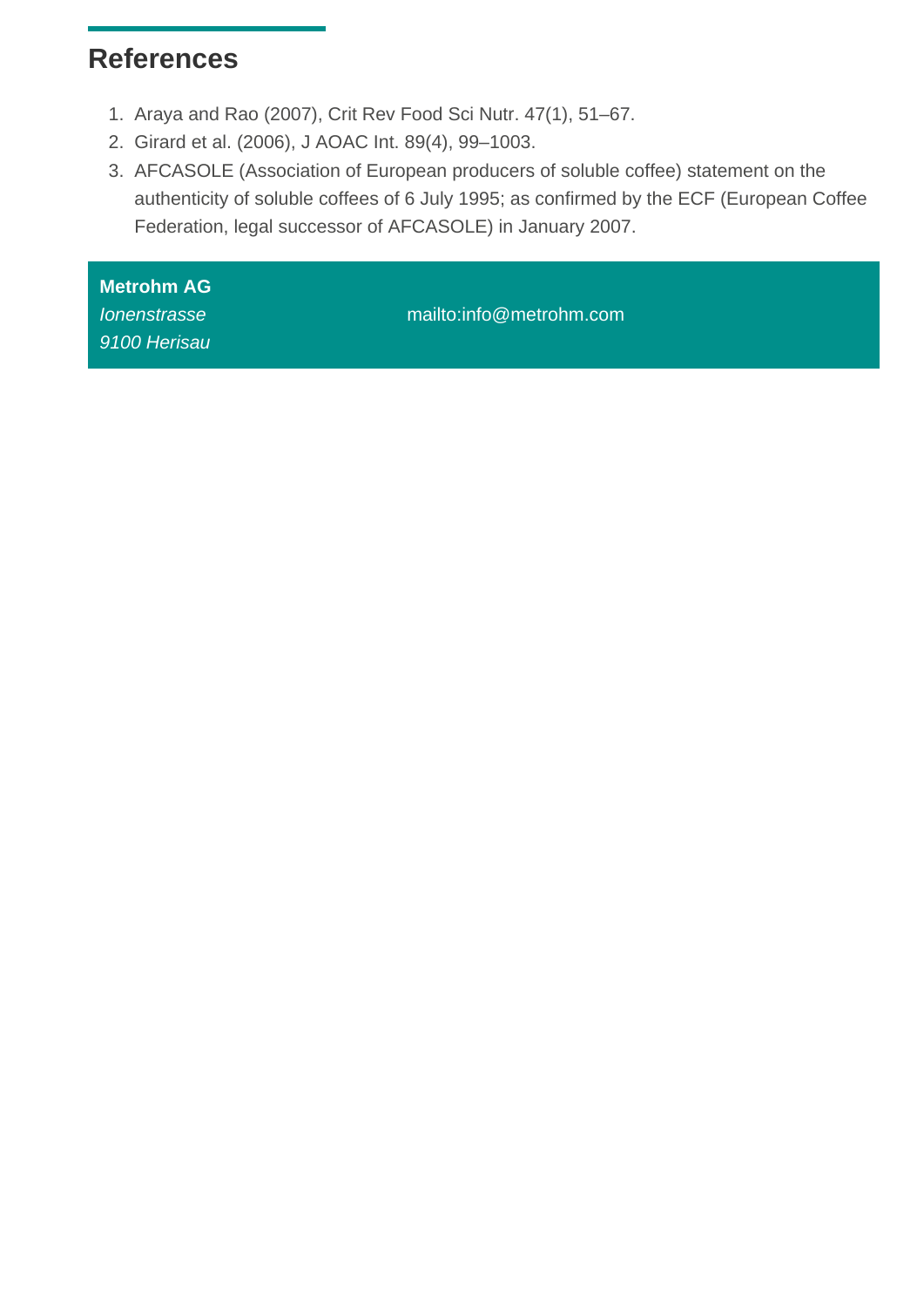## References

1. Araya and Rao (2007), Crit Rev Food Sci Nutr. 47(1), 51–67.
2. Girard et al. (2006), J AOAC Int. 89(4), 99–1003.
3. AFCASOLE (Association of European producers of soluble coffee) statement on the authenticity of soluble coffees of 6 July 1995; as confirmed by the ECF (European Coffee Federation, legal successor of AFCASOLE) in January 2007.

**Metrohm AG**
*Ionenstrasse*
*9100 Herisau*

mailto:info@metrohm.com